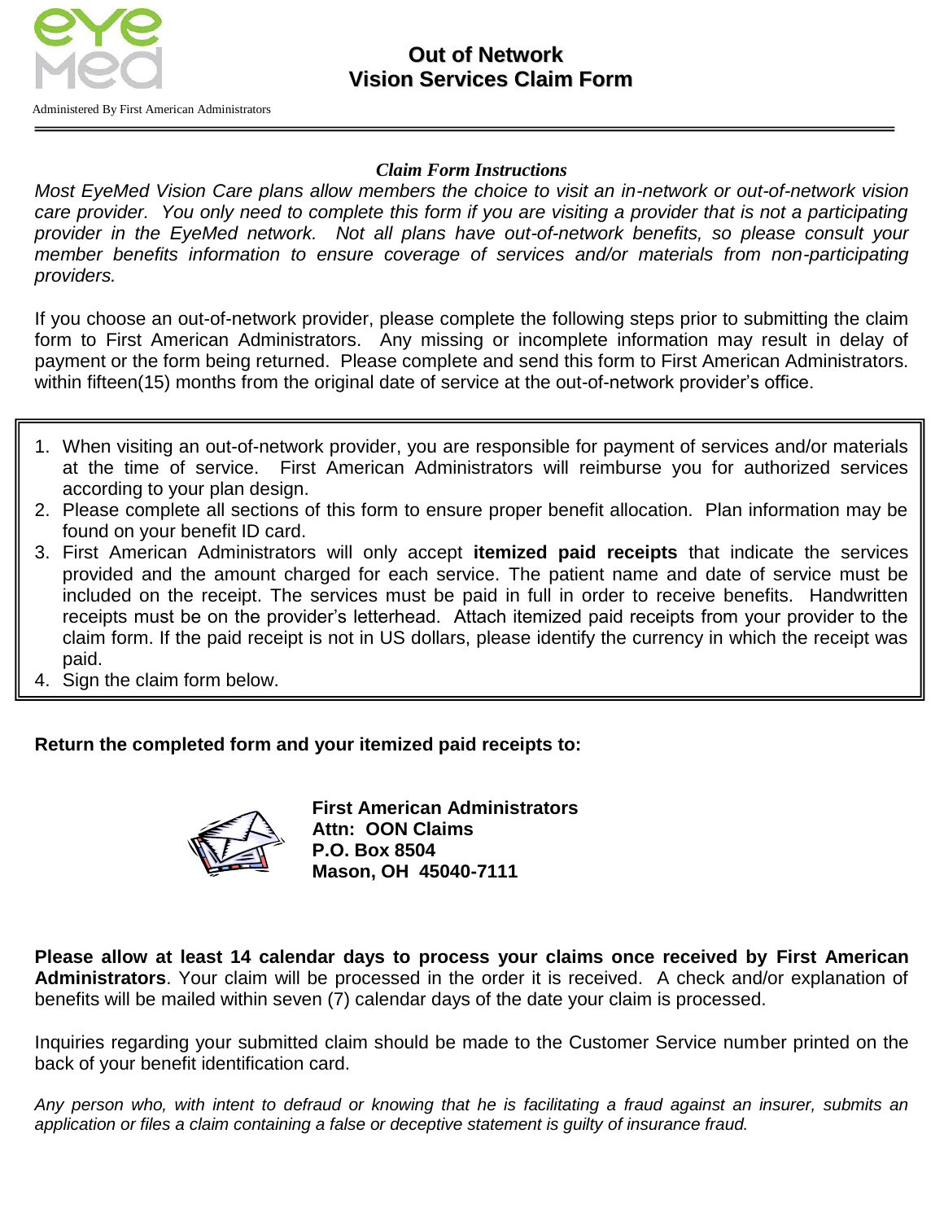Administered By First American Administrators

# Out of Network
# Vision Services Claim Form

***Claim Form Instructions***

*Most EyeMed Vision Care plans allow members the choice to visit an in-network or out-of-network vision care provider. You only need to complete this form if you are visiting a provider that is not a participating provider in the EyeMed network. Not all plans have out-of-network benefits, so please consult your member benefits information to ensure coverage of services and/or materials from non-participating providers.*

If you choose an out-of-network provider, please complete the following steps prior to submitting the claim form to First American Administrators. Any missing or incomplete information may result in delay of payment or the form being returned. Please complete and send this form to First American Administrators. within fifteen(15) months from the original date of service at the out-of-network provider's office.

1. When visiting an out-of-network provider, you are responsible for payment of services and/or materials at the time of service. First American Administrators will reimburse you for authorized services according to your plan design.
2. Please complete all sections of this form to ensure proper benefit allocation. Plan information may be found on your benefit ID card.
3. First American Administrators will only accept **itemized paid receipts** that indicate the services provided and the amount charged for each service. The patient name and date of service must be included on the receipt. The services must be paid in full in order to receive benefits. Handwritten receipts must be on the provider's letterhead. Attach itemized paid receipts from your provider to the claim form. If the paid receipt is not in US dollars, please identify the currency in which the receipt was paid.
4. Sign the claim form below.

**Return the completed form and your itemized paid receipts to:**

**First American Administrators**
**Attn: OON Claims**
**P.O. Box 8504**
**Mason, OH 45040-7111**

**Please allow at least 14 calendar days to process your claims once received by First American Administrators**. Your claim will be processed in the order it is received. A check and/or explanation of benefits will be mailed within seven (7) calendar days of the date your claim is processed.

Inquiries regarding your submitted claim should be made to the Customer Service number printed on the back of your benefit identification card.

*Any person who, with intent to defraud or knowing that he is facilitating a fraud against an insurer, submits an application or files a claim containing a false or deceptive statement is guilty of insurance fraud.*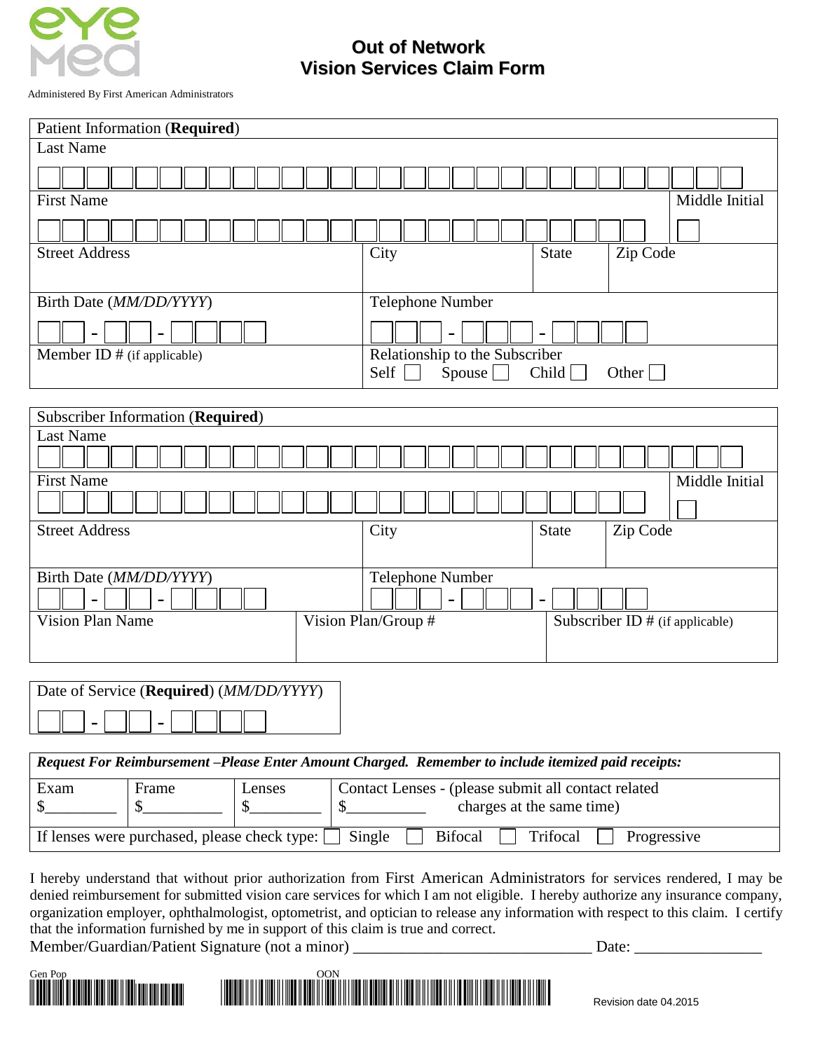eye med

Administered By First American Administrators

# Out of Network Vision Services Claim Form

| Patient Information (**Required**) | | | |
|---|---|---|---|
| Last Name | | | |
| First Name | | | Middle Initial |
| Street Address | City | State | Zip Code |
| Birth Date (*MM/DD/YYYY*) ☐☐ - ☐☐ - ☐☐☐☐ | Telephone Number ☐☐☐ - ☐☐☐ - ☐☐☐☐ | | |
| Member ID # (if applicable) | Relationship to the Subscriber Self ☐ Spouse ☐ Child ☐ Other ☐ | | |

| Subscriber Information (**Required**) | | | |
|---|---|---|---|
| Last Name | | | |
| First Name | | | Middle Initial |
| Street Address | City | State | Zip Code |
| Birth Date (*MM/DD/YYYY*) ☐☐ - ☐☐ - ☐☐☐☐ | Telephone Number ☐☐☐ - ☐☐☐ - ☐☐☐☐ | | |
| Vision Plan Name | Vision Plan/Group # | Subscriber ID # (if applicable) | |

| Date of Service (**Required**) (*MM/DD/YYYY*) |
|---|
| ☐☐ - ☐☐ - ☐☐☐☐ |

| ***Request For Reimbursement –Please Enter Amount Charged. Remember to include itemized paid receipts:*** | | | |
|---|---|---|---|
| Exam $_________ | Frame $__________ | Lenses $_________ | Contact Lenses - (please submit all contact related charges at the same time) $__________ |
| If lenses were purchased, please check type: ☐ Single ☐ Bifocal ☐ Trifocal ☐ Progressive | | | |

I hereby understand that without prior authorization from First American Administrators for services rendered, I may be denied reimbursement for submitted vision care services for which I am not eligible. I hereby authorize any insurance company, organization employer, ophthalmologist, optometrist, and optician to release any information with respect to this claim. I certify that the information furnished by me in support of this claim is true and correct.

Member/Guardian/Patient Signature (not a minor) ______________________________ Date: _______________

Gen Pop

OON

Revision date 04.2015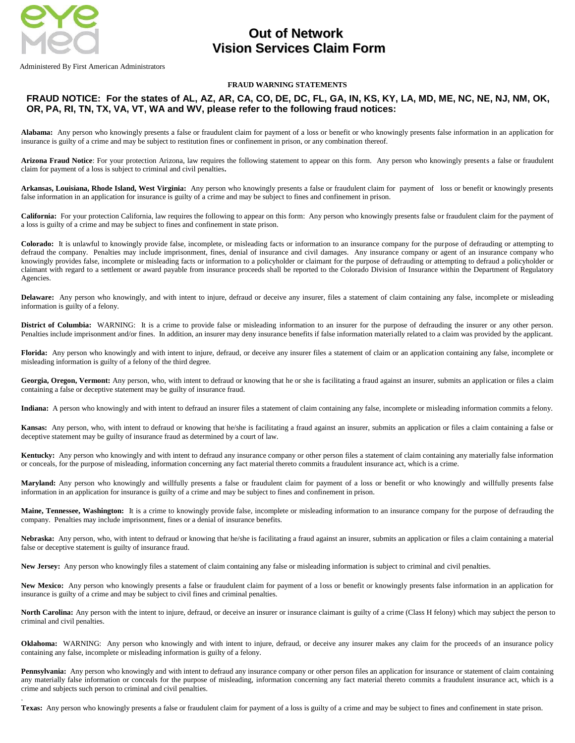# Out of Network Vision Services Claim Form

Administered By First American Administrators

**FRAUD WARNING STATEMENTS**

## FRAUD NOTICE: For the states of AL, AZ, AR, CA, CO, DE, DC, FL, GA, IN, KS, KY, LA, MD, ME, NC, NE, NJ, NM, OK, OR, PA, RI, TN, TX, VA, VT, WA and WV, please refer to the following fraud notices:

**Alabama:** Any person who knowingly presents a false or fraudulent claim for payment of a loss or benefit or who knowingly presents false information in an application for insurance is guilty of a crime and may be subject to restitution fines or confinement in prison, or any combination thereof.

**Arizona Fraud Notice**: For your protection Arizona, law requires the following statement to appear on this form. Any person who knowingly presents a false or fraudulent claim for payment of a loss is subject to criminal and civil penalties**.**

**Arkansas, Louisiana, Rhode Island, West Virginia:** Any person who knowingly presents a false or fraudulent claim for payment of loss or benefit or knowingly presents false information in an application for insurance is guilty of a crime and may be subject to fines and confinement in prison.

**California:** For your protection California, law requires the following to appear on this form: Any person who knowingly presents false or fraudulent claim for the payment of a loss is guilty of a crime and may be subject to fines and confinement in state prison.

**Colorado:** It is unlawful to knowingly provide false, incomplete, or misleading facts or information to an insurance company for the purpose of defrauding or attempting to defraud the company. Penalties may include imprisonment, fines, denial of insurance and civil damages. Any insurance company or agent of an insurance company who knowingly provides false, incomplete or misleading facts or information to a policyholder or claimant for the purpose of defrauding or attempting to defraud a policyholder or claimant with regard to a settlement or award payable from insurance proceeds shall be reported to the Colorado Division of Insurance within the Department of Regulatory Agencies.

**Delaware:** Any person who knowingly, and with intent to injure, defraud or deceive any insurer, files a statement of claim containing any false, incomplete or misleading information is guilty of a felony.

**District of Columbia:** WARNING: It is a crime to provide false or misleading information to an insurer for the purpose of defrauding the insurer or any other person. Penalties include imprisonment and/or fines. In addition, an insurer may deny insurance benefits if false information materially related to a claim was provided by the applicant.

**Florida:** Any person who knowingly and with intent to injure, defraud, or deceive any insurer files a statement of claim or an application containing any false, incomplete or misleading information is guilty of a felony of the third degree.

**Georgia, Oregon, Vermont:** Any person, who, with intent to defraud or knowing that he or she is facilitating a fraud against an insurer, submits an application or files a claim containing a false or deceptive statement may be guilty of insurance fraud.

**Indiana:** A person who knowingly and with intent to defraud an insurer files a statement of claim containing any false, incomplete or misleading information commits a felony.

**Kansas:** Any person, who, with intent to defraud or knowing that he/she is facilitating a fraud against an insurer, submits an application or files a claim containing a false or deceptive statement may be guilty of insurance fraud as determined by a court of law.

**Kentucky:** Any person who knowingly and with intent to defraud any insurance company or other person files a statement of claim containing any materially false information or conceals, for the purpose of misleading, information concerning any fact material thereto commits a fraudulent insurance act, which is a crime.

**Maryland:** Any person who knowingly and willfully presents a false or fraudulent claim for payment of a loss or benefit or who knowingly and willfully presents false information in an application for insurance is guilty of a crime and may be subject to fines and confinement in prison.

**Maine, Tennessee, Washington:** It is a crime to knowingly provide false, incomplete or misleading information to an insurance company for the purpose of defrauding the company. Penalties may include imprisonment, fines or a denial of insurance benefits.

**Nebraska:** Any person, who, with intent to defraud or knowing that he/she is facilitating a fraud against an insurer, submits an application or files a claim containing a material false or deceptive statement is guilty of insurance fraud.

**New Jersey:** Any person who knowingly files a statement of claim containing any false or misleading information is subject to criminal and civil penalties.

**New Mexico:** Any person who knowingly presents a false or fraudulent claim for payment of a loss or benefit or knowingly presents false information in an application for insurance is guilty of a crime and may be subject to civil fines and criminal penalties.

**North Carolina:** Any person with the intent to injure, defraud, or deceive an insurer or insurance claimant is guilty of a crime (Class H felony) which may subject the person to criminal and civil penalties.

**Oklahoma:** WARNING: Any person who knowingly and with intent to injure, defraud, or deceive any insurer makes any claim for the proceeds of an insurance policy containing any false, incomplete or misleading information is guilty of a felony.

**Pennsylvania:** Any person who knowingly and with intent to defraud any insurance company or other person files an application for insurance or statement of claim containing any materially false information or conceals for the purpose of misleading, information concerning any fact material thereto commits a fraudulent insurance act, which is a crime and subjects such person to criminal and civil penalties.

**Texas:** Any person who knowingly presents a false or fraudulent claim for payment of a loss is guilty of a crime and may be subject to fines and confinement in state prison.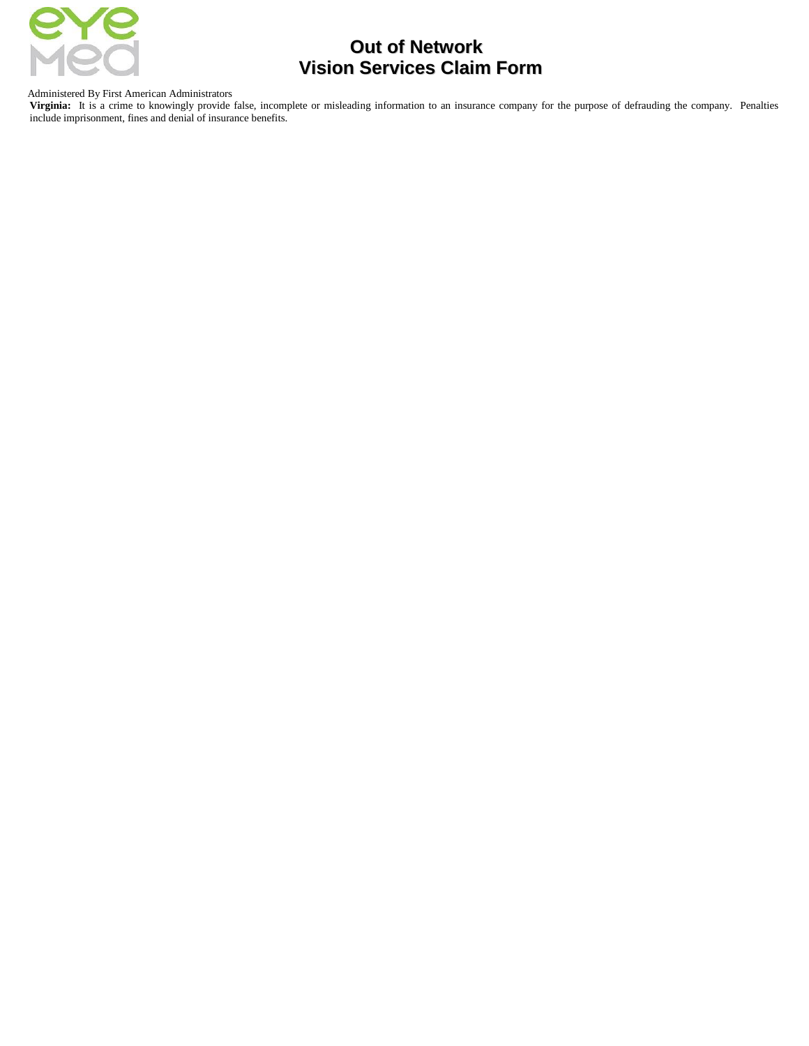# Out of Network
# Vision Services Claim Form

Administered By First American Administrators

**Virginia:** It is a crime to knowingly provide false, incomplete or misleading information to an insurance company for the purpose of defrauding the company. Penalties include imprisonment, fines and denial of insurance benefits.